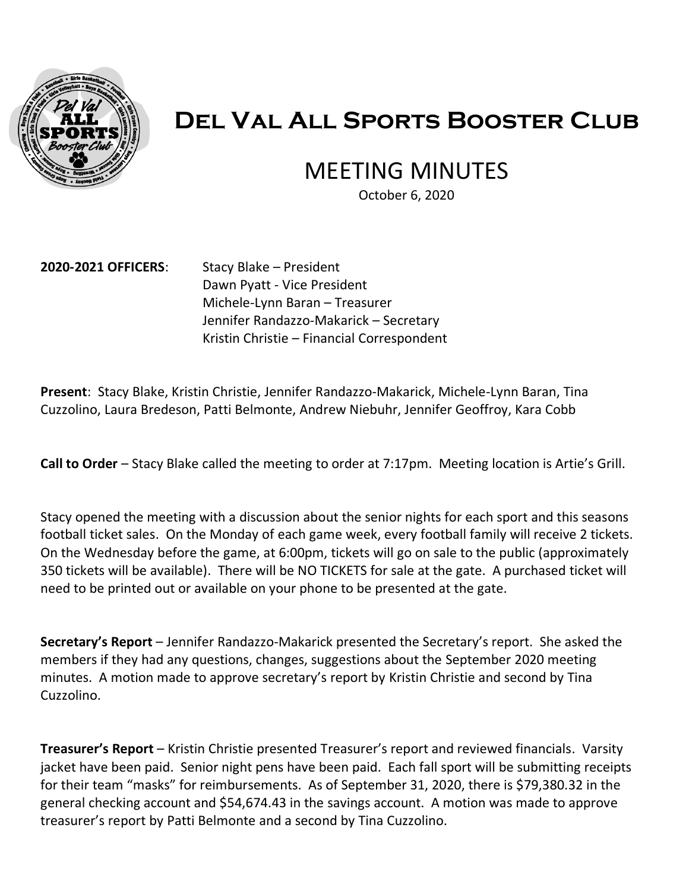# Del Val All Sports Booster Club

## MEETING MINUTES

October 6, 2020

**2020-2021 OFFICERS**:
Stacy Blake – President
Dawn Pyatt - Vice President
Michele-Lynn Baran – Treasurer
Jennifer Randazzo-Makarick – Secretary
Kristin Christie – Financial Correspondent

**Present**: Stacy Blake, Kristin Christie, Jennifer Randazzo-Makarick, Michele-Lynn Baran, Tina Cuzzolino, Laura Bredeson, Patti Belmonte, Andrew Niebuhr, Jennifer Geoffroy, Kara Cobb

**Call to Order** – Stacy Blake called the meeting to order at 7:17pm. Meeting location is Artie's Grill.

Stacy opened the meeting with a discussion about the senior nights for each sport and this seasons football ticket sales. On the Monday of each game week, every football family will receive 2 tickets. On the Wednesday before the game, at 6:00pm, tickets will go on sale to the public (approximately 350 tickets will be available). There will be NO TICKETS for sale at the gate. A purchased ticket will need to be printed out or available on your phone to be presented at the gate.

**Secretary's Report** – Jennifer Randazzo-Makarick presented the Secretary's report. She asked the members if they had any questions, changes, suggestions about the September 2020 meeting minutes. A motion made to approve secretary's report by Kristin Christie and second by Tina Cuzzolino.

**Treasurer's Report** – Kristin Christie presented Treasurer's report and reviewed financials. Varsity jacket have been paid. Senior night pens have been paid. Each fall sport will be submitting receipts for their team "masks" for reimbursements. As of September 31, 2020, there is $79,380.32 in the general checking account and $54,674.43 in the savings account. A motion was made to approve treasurer's report by Patti Belmonte and a second by Tina Cuzzolino.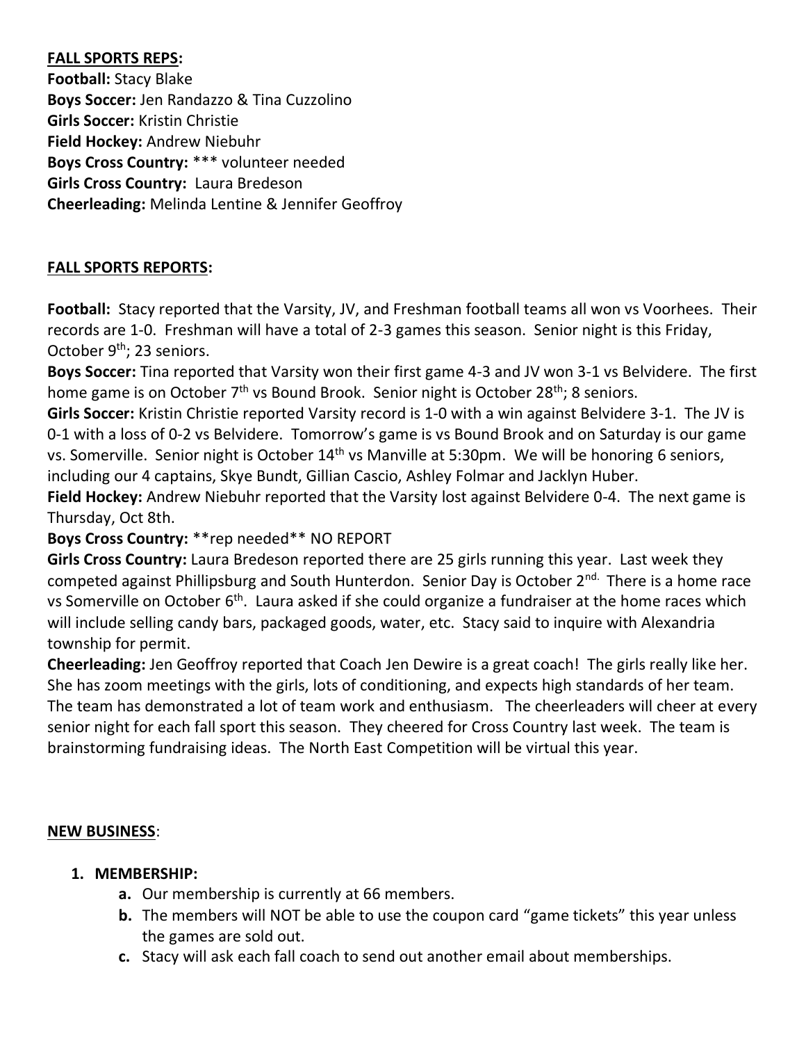**FALL SPORTS REPS:**

**Football:** Stacy Blake
**Boys Soccer:** Jen Randazzo & Tina Cuzzolino
**Girls Soccer:** Kristin Christie
**Field Hockey:** Andrew Niebuhr
**Boys Cross Country:** *** volunteer needed
**Girls Cross Country:** Laura Bredeson
**Cheerleading:** Melinda Lentine & Jennifer Geoffroy

**FALL SPORTS REPORTS:**

**Football:** Stacy reported that the Varsity, JV, and Freshman football teams all won vs Voorhees. Their records are 1-0. Freshman will have a total of 2-3 games this season. Senior night is this Friday, October 9th; 23 seniors.

**Boys Soccer:** Tina reported that Varsity won their first game 4-3 and JV won 3-1 vs Belvidere. The first home game is on October 7th vs Bound Brook. Senior night is October 28th; 8 seniors.

**Girls Soccer:** Kristin Christie reported Varsity record is 1-0 with a win against Belvidere 3-1. The JV is 0-1 with a loss of 0-2 vs Belvidere. Tomorrow's game is vs Bound Brook and on Saturday is our game vs. Somerville. Senior night is October 14th vs Manville at 5:30pm. We will be honoring 6 seniors, including our 4 captains, Skye Bundt, Gillian Cascio, Ashley Folmar and Jacklyn Huber.

**Field Hockey:** Andrew Niebuhr reported that the Varsity lost against Belvidere 0-4. The next game is Thursday, Oct 8th.

**Boys Cross Country:** **rep needed** NO REPORT

**Girls Cross Country:** Laura Bredeson reported there are 25 girls running this year. Last week they competed against Phillipsburg and South Hunterdon. Senior Day is October 2nd. There is a home race vs Somerville on October 6th. Laura asked if she could organize a fundraiser at the home races which will include selling candy bars, packaged goods, water, etc. Stacy said to inquire with Alexandria township for permit.

**Cheerleading:** Jen Geoffroy reported that Coach Jen Dewire is a great coach! The girls really like her. She has zoom meetings with the girls, lots of conditioning, and expects high standards of her team. The team has demonstrated a lot of team work and enthusiasm. The cheerleaders will cheer at every senior night for each fall sport this season. They cheered for Cross Country last week. The team is brainstorming fundraising ideas. The North East Competition will be virtual this year.

**NEW BUSINESS**:

1. **MEMBERSHIP:**
   a. Our membership is currently at 66 members.
   b. The members will NOT be able to use the coupon card "game tickets" this year unless the games are sold out.
   c. Stacy will ask each fall coach to send out another email about memberships.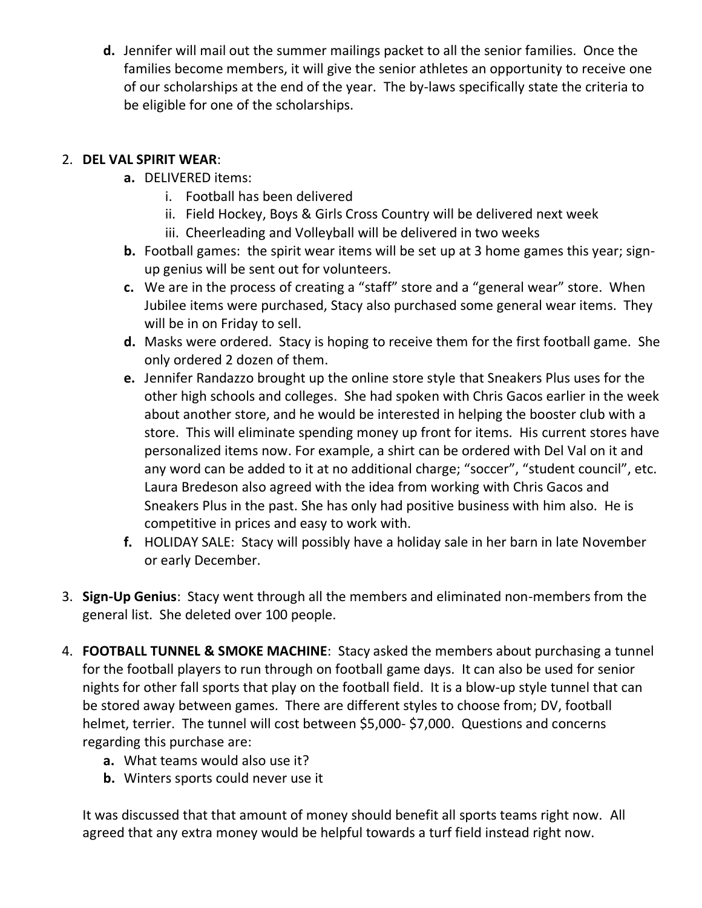d. Jennifer will mail out the summer mailings packet to all the senior families. Once the families become members, it will give the senior athletes an opportunity to receive one of our scholarships at the end of the year. The by-laws specifically state the criteria to be eligible for one of the scholarships.

2. **DEL VAL SPIRIT WEAR**:
    - **a.** DELIVERED items:
        - i. Football has been delivered
        - ii. Field Hockey, Boys & Girls Cross Country will be delivered next week
        - iii. Cheerleading and Volleyball will be delivered in two weeks
    - **b.** Football games: the spirit wear items will be set up at 3 home games this year; sign-up genius will be sent out for volunteers.
    - **c.** We are in the process of creating a "staff" store and a "general wear" store. When Jubilee items were purchased, Stacy also purchased some general wear items. They will be in on Friday to sell.
    - **d.** Masks were ordered. Stacy is hoping to receive them for the first football game. She only ordered 2 dozen of them.
    - **e.** Jennifer Randazzo brought up the online store style that Sneakers Plus uses for the other high schools and colleges. She had spoken with Chris Gacos earlier in the week about another store, and he would be interested in helping the booster club with a store. This will eliminate spending money up front for items. His current stores have personalized items now. For example, a shirt can be ordered with Del Val on it and any word can be added to it at no additional charge; "soccer", "student council", etc. Laura Bredeson also agreed with the idea from working with Chris Gacos and Sneakers Plus in the past. She has only had positive business with him also. He is competitive in prices and easy to work with.
    - **f.** HOLIDAY SALE: Stacy will possibly have a holiday sale in her barn in late November or early December.

3. **Sign-Up Genius**: Stacy went through all the members and eliminated non-members from the general list. She deleted over 100 people.

4. **FOOTBALL TUNNEL & SMOKE MACHINE**: Stacy asked the members about purchasing a tunnel for the football players to run through on football game days. It can also be used for senior nights for other fall sports that play on the football field. It is a blow-up style tunnel that can be stored away between games. There are different styles to choose from; DV, football helmet, terrier. The tunnel will cost between $5,000- $7,000. Questions and concerns regarding this purchase are:
    - **a.** What teams would also use it?
    - **b.** Winters sports could never use it

    It was discussed that that amount of money should benefit all sports teams right now. All agreed that any extra money would be helpful towards a turf field instead right now.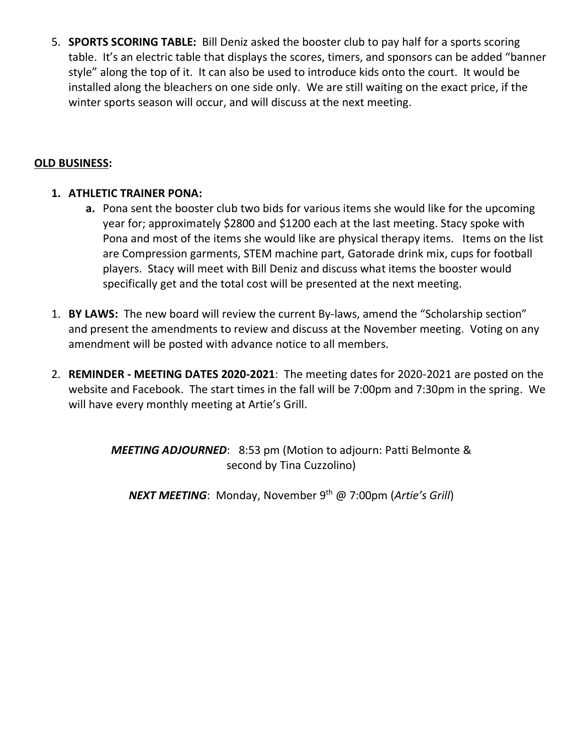5. **SPORTS SCORING TABLE:** Bill Deniz asked the booster club to pay half for a sports scoring table. It's an electric table that displays the scores, timers, and sponsors can be added "banner style" along the top of it. It can also be used to introduce kids onto the court. It would be installed along the bleachers on one side only. We are still waiting on the exact price, if the winter sports season will occur, and will discuss at the next meeting.

**<u>OLD BUSINESS</u>:**

1. **ATHLETIC TRAINER PONA:**
   a. Pona sent the booster club two bids for various items she would like for the upcoming year for; approximately $2800 and $1200 each at the last meeting. Stacy spoke with Pona and most of the items she would like are physical therapy items. Items on the list are Compression garments, STEM machine part, Gatorade drink mix, cups for football players. Stacy will meet with Bill Deniz and discuss what items the booster would specifically get and the total cost will be presented at the next meeting.

1. **BY LAWS:** The new board will review the current By-laws, amend the "Scholarship section" and present the amendments to review and discuss at the November meeting. Voting on any amendment will be posted with advance notice to all members.

2. **REMINDER - MEETING DATES 2020-2021**: The meeting dates for 2020-2021 are posted on the website and Facebook. The start times in the fall will be 7:00pm and 7:30pm in the spring. We will have every monthly meeting at Artie's Grill.

***MEETING ADJOURNED***: 8:53 pm (Motion to adjourn: Patti Belmonte & second by Tina Cuzzolino)

***NEXT MEETING***: Monday, November 9th @ 7:00pm (*Artie's Grill*)